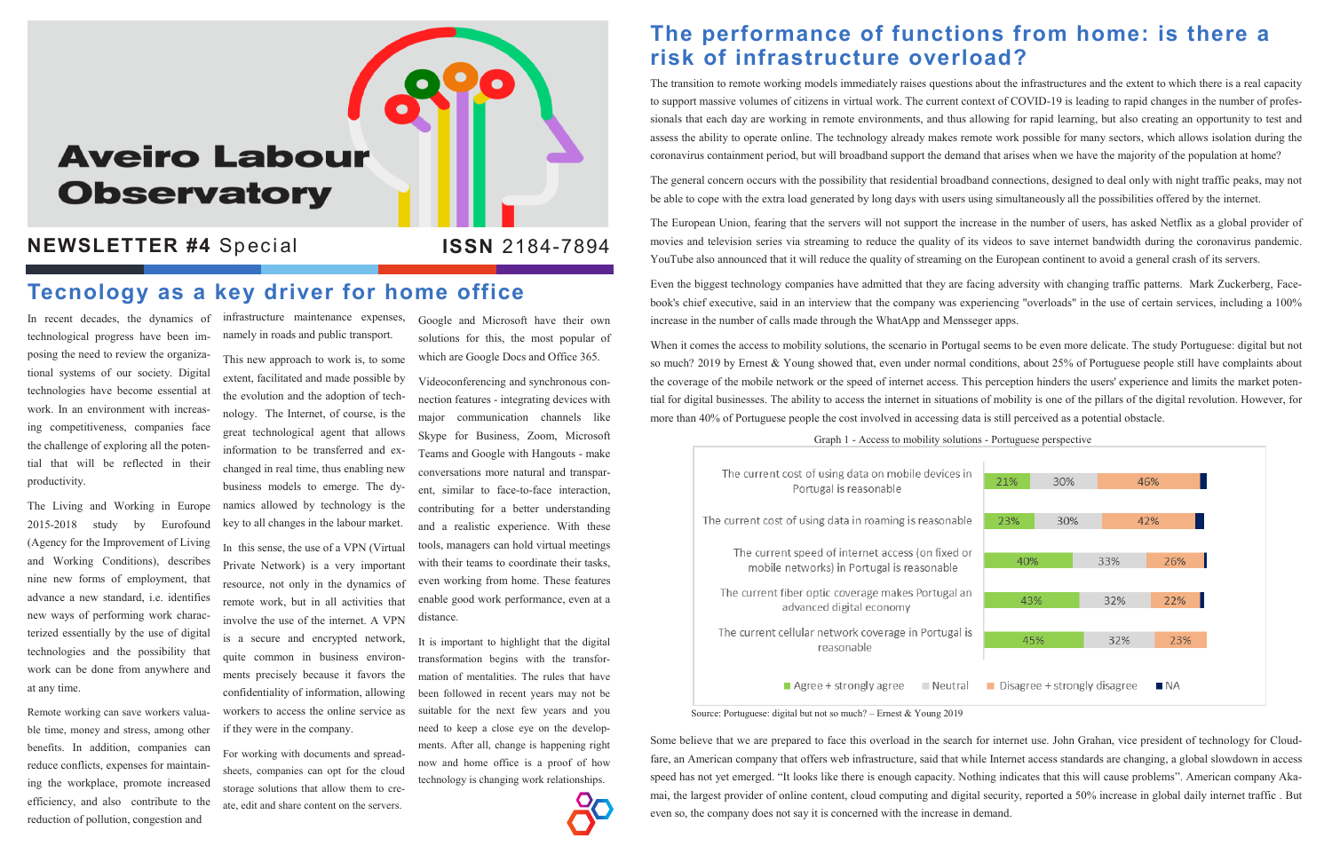# Aveiro Labour Observatory

**NEWSLETTER #4** Special

**ISSN** 2184-7894

## Tecnology as a key driver for home office

In recent decades, the dynamics of technological progress have been imposing the need to review the organizational systems of our society. Digital technologies have become essential at work. In an environment with increasing competitiveness, companies face the challenge of exploring all the potential that will be reflected in their productivity.

The Living and Working in Europe 2015-2018 study by Eurofound (Agency for the Improvement of Living and Working Conditions), describes nine new forms of employment, that advance a new standard, i.e. identifies new ways of performing work characterized essentially by the use of digital technologies and the possibility that work can be done from anywhere and at any time.

Remote working can save workers valuable time, money and stress, among other benefits. In addition, companies can reduce conflicts, expenses for maintaining the workplace, promote increased efficiency, and also contribute to the reduction of pollution, congestion and infrastructure maintenance expenses, namely in roads and public transport.

This new approach to work is, to some extent, facilitated and made possible by the evolution and the adoption of technology. The Internet, of course, is the great technological agent that allows information to be transferred and exchanged in real time, thus enabling new business models to emerge. The dynamics allowed by technology is the key to all changes in the labour market.

In this sense, the use of a VPN (Virtual Private Network) is a very important resource, not only in the dynamics of remote work, but in all activities that involve the use of the internet. A VPN is a secure and encrypted network, quite common in business environments precisely because it favors the confidentiality of information, allowing workers to access the online service as if they were in the company.

For working with documents and spreadsheets, companies can opt for the cloud storage solutions that allow them to create, edit and share content on the servers. Google and Microsoft have their own solutions for this, the most popular of which are Google Docs and Office 365.

Videoconferencing and synchronous connection features - integrating devices with major communication channels like Skype for Business, Zoom, Microsoft Teams and Google with Hangouts - make conversations more natural and transparent, similar to face-to-face interaction, contributing for a better understanding and a realistic experience. With these tools, managers can hold virtual meetings with their teams to coordinate their tasks, even working from home. These features enable good work performance, even at a distance.

It is important to highlight that the digital transformation begins with the transformation of mentalities. The rules that have been followed in recent years may not be suitable for the next few years and you need to keep a close eye on the developments. After all, change is happening right now and home office is a proof of how technology is changing work relationships.

## The performance of functions from home: is there a risk of infrastructure overload?

The transition to remote working models immediately raises questions about the infrastructures and the extent to which there is a real capacity to support massive volumes of citizens in virtual work. The current context of COVID-19 is leading to rapid changes in the number of professionals that each day are working in remote environments, and thus allowing for rapid learning, but also creating an opportunity to test and assess the ability to operate online. The technology already makes remote work possible for many sectors, which allows isolation during the coronavirus containment period, but will broadband support the demand that arises when we have the majority of the population at home?

The general concern occurs with the possibility that residential broadband connections, designed to deal only with night traffic peaks, may not be able to cope with the extra load generated by long days with users using simultaneously all the possibilities offered by the internet.

The European Union, fearing that the servers will not support the increase in the number of users, has asked Netflix as a global provider of movies and television series via streaming to reduce the quality of its videos to save internet bandwidth during the coronavirus pandemic. YouTube also announced that it will reduce the quality of streaming on the European continent to avoid a general crash of its servers.

Even the biggest technology companies have admitted that they are facing adversity with changing traffic patterns. Mark Zuckerberg, Facebook's chief executive, said in an interview that the company was experiencing "overloads" in the use of certain services, including a 100% increase in the number of calls made through the WhatApp and Mensseger apps.

When it comes the access to mobility solutions, the scenario in Portugal seems to be even more delicate. The study Portuguese: digital but not so much? 2019 by Ernest & Young showed that, even under normal conditions, about 25% of Portuguese people still have complaints about the coverage of the mobile network or the speed of internet access. This perception hinders the users' experience and limits the market potential for digital businesses. The ability to access the internet in situations of mobility is one of the pillars of the digital revolution. However, for more than 40% of Portuguese people the cost involved in accessing data is still perceived as a potential obstacle.

Graph 1 - Access to mobility solutions - Portuguese perspective

| | Agree + strongly agree | Neutral | Disagree + strongly disagree |
|---|---|---|---|
| The current cost of using data on mobile devices in Portugal is reasonable | 21% | 30% | 46% |
| The current cost of using data in roaming is reasonable | 23% | 30% | 42% |
| The current speed of internet access (on fixed or mobile networks) in Portugal is reasonable | 40% | 33% | 26% |
| The current fiber optic coverage makes Portugal an advanced digital economy | 43% | 32% | 22% |
| The current cellular network coverage in Portugal is reasonable | 45% | 32% | 23% |

Source: Portuguese: digital but not so much? – Ernest & Young 2019

Some believe that we are prepared to face this overload in the search for internet use. John Grahan, vice president of technology for Cloudfare, an American company that offers web infrastructure, said that while Internet access standards are changing, a global slowdown in access speed has not yet emerged. "It looks like there is enough capacity. Nothing indicates that this will cause problems". American company Akamai, the largest provider of online content, cloud computing and digital security, reported a 50% increase in global daily internet traffic . But even so, the company does not say it is concerned with the increase in demand.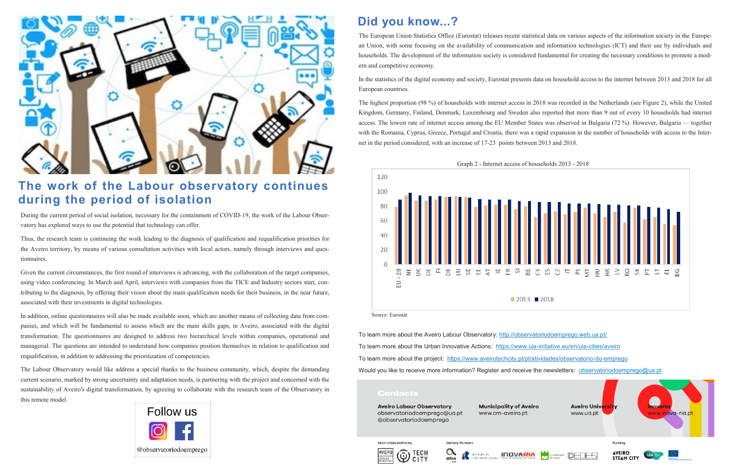# The work of the Labour observatory continues during the period of isolation

During the current period of social isolation, necessary for the containment of COVID-19, the work of the Labour Observatory has explored ways to use the potential that technology can offer.

Thus, the research team is continuing the work leading to the diagnosis of qualification and requalification priorities for the Aveiro territory, by means of various consultation activities with local actors, namely through interviews and questionnaires.

Given the current circumstances, the first round of interviews is advancing, with the collaboration of the target companies, using video conferencing. In March and April, interviews with companies from the TICE and Industry sectors start, contributing to the diagnosis, by offering their vision about the main qualification needs for their business, in the near future, associated with their investments in digital technologies.

In addition, online questionnaires will also be made available soon, which are another means of collecting data from companies, and which will be fundamental to assess which are the main skills gaps, in Aveiro, associated with the digital transformation. The questionnaires are designed to address two hierarchical levels within companies, operational and managerial. The questions are intended to understand how companies position themselves in relation to qualification and requalification, in addition to addressing the prioritization of competencies.

The Labour Observatory would like address a special thanks to the business community, which, despite the demanding current scenario, marked by strong uncertainty and adaptation needs, is partnering with the project and concerned with the sustainability of Aveiro's digital transformation, by agreeing to collaborate with the research team of the Observatory in this remote model.

Follow us

@observatoriodoemprego

## Did you know...?

The European Union Statistics Office (Eurostat) releases recent statistical data on various aspects of the information society in the European Union, with some focusing on the availability of communication and information technologies (ICT) and their use by individuals and households. The development of the information society is considered fundamental for creating the necessary conditions to promote a modern and competitive economy.

In the statistics of the digital economy and society, Eurostat presents data on household access to the internet between 2013 and 2018 for all European countries.

The highest proportion (98 %) of households with internet access in 2018 was recorded in the Netherlands (see Figure 2), while the United Kingdom, Germany, Finland, Denmark, Luxembourg and Sweden also reported that more than 9 out of every 10 households had internet access. The lowest rate of internet access among the EU Member States was observed in Bulgaria (72 %). However, Bulgaria — together with the Romania, Cyprus, Greece, Portugal and Croatia, there was a rapid expansion in the number of households with access to the Internet in the period considered, with an increase of 17-23 points between 2013 and 2018.

Graph 2 - Internet access of households 2013 - 2018

120
100
80
60
40
20
0

EU - 28, NL, UK, DE, FI, DK, LU, SE, EE, AT, IE, FR, SI, BE, CY, ES, CZ, IT, PL, MT, HU, HR, LV, RO, SK, PT, LT, EL, BG

2013 2018

Source: Eurostat

To learn more about the Aveiro Labour Observatory: http://observatoriodoemprego.web.ua.pt/

To learn more about the Urban Innovative Actions: https://www.uia-initiative.eu/en/uia-cities/aveiro

To learn more about the project: https://www.aveirotechcity.pt/pt/atividades/observatorio-do-emprego

Would you like to receive more information? Register and receive the newsletters: observatoriodoemprego@ua.pt

**Contacts**

**Aveiro Labour Observatory**
observatoriodoemprego@ua.pt
@observatoriodoemprego

**Municipality of Aveiro**
www.cm-aveiro.pt

**Aveiro University**
www.ua.pt

**Inovaria**
www.inova-ria.pt

Main Urban Authority | Delivery Partners | Funding